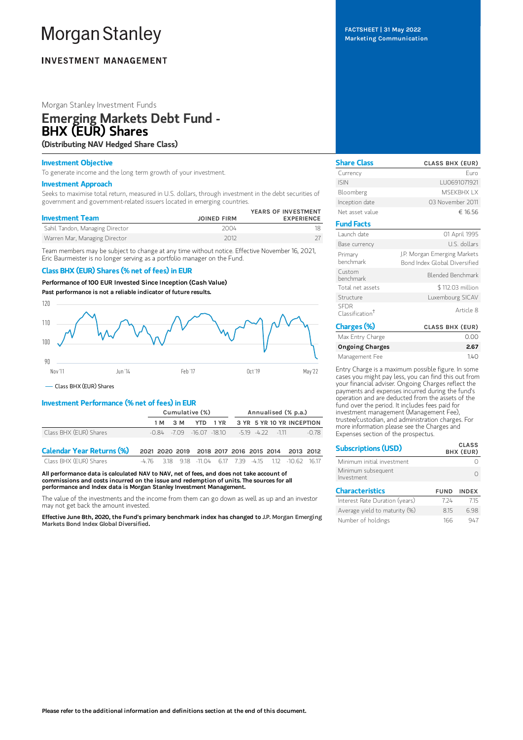# Morgan Stanley

**INVESTMENT MANAGEMENT**

FACTSHEET | 31 May 2022
Marketing Communication

Morgan Stanley Investment Funds

## Emerging Markets Debt Fund - BHX (EUR) Shares

**(Distributing NAV Hedged Share Class)**

### Investment Objective

To generate income and the long term growth of your investment.

### Investment Approach

Seeks to maximise total return, measured in U.S. dollars, through investment in the debt securities of government and government-related issuers located in emerging countries.

| Investment Team | JOINED FIRM | YEARS OF INVESTMENT EXPERIENCE |
|---|---|---|
| Sahil Tandon, Managing Director | 2004 | 18 |
| Warren Mar, Managing Director | 2012 | 27 |

Team members may be subject to change at any time without notice. Effective November 16, 2021, Eric Baurmeister is no longer serving as a portfolio manager on the Fund.

### Class BHX (EUR) Shares (% net of fees) in EUR

**Performance of 100 EUR Invested Since Inception (Cash Value)**

**Past performance is not a reliable indicator of future results.**

— Class BHX (EUR) Shares

### Investment Performance (% net of fees) in EUR

| | Cumulative (%) | | | | Annualised (% p.a.) | | | |
|---|---|---|---|---|---|---|---|---|
| | 1 M | 3 M | YTD | 1 YR | 3 YR | 5 YR | 10 YR | INCEPTION |
| Class BHX (EUR) Shares | -0.84 | -7.09 | -16.07 | -18.10 | -5.19 | -4.22 | -1.11 | -0.78 |

| Calendar Year Returns (%) | 2021 | 2020 | 2019 | 2018 | 2017 | 2016 | 2015 | 2014 | 2013 | 2012 |
|---|---|---|---|---|---|---|---|---|---|---|
| Class BHX (EUR) Shares | -4.76 | 3.18 | 9.18 | -11.04 | 6.17 | 7.39 | -4.15 | 1.12 | -10.62 | 16.17 |

**All performance data is calculated NAV to NAV, net of fees, and does not take account of commissions and costs incurred on the issue and redemption of units. The sources for all performance and Index data is Morgan Stanley Investment Management.**

The value of the investments and the income from them can go down as well as up and an investor may not get back the amount invested.

**Effective June 8th, 2020, the Fund's primary benchmark index has changed to J.P. Morgan Emerging Markets Bond Index Global Diversified.**

| Share Class | CLASS BHX (EUR) |
|---|---|
| Currency | Euro |
| ISIN | LU0691071921 |
| Bloomberg | MSEKBHX LX |
| Inception date | 03 November 2011 |
| Net asset value | € 16.56 |

| Fund Facts | |
|---|---|
| Launch date | 01 April 1995 |
| Base currency | U.S. dollars |
| Primary benchmark | J.P. Morgan Emerging Markets Bond Index Global Diversified |
| Custom benchmark | Blended Benchmark |
| Total net assets | $ 112.03 million |
| Structure | Luxembourg SICAV |
| SFDR Classification† | Article 8 |

| Charges (%) | CLASS BHX (EUR) |
|---|---|
| Max Entry Charge | 0.00 |
| **Ongoing Charges** | **2.67** |
| Management Fee | 1.40 |

Entry Charge is a maximum possible figure. In some cases you might pay less, you can find this out from your financial adviser. Ongoing Charges reflect the payments and expenses incurred during the fund's operation and are deducted from the assets of the fund over the period. It includes fees paid for investment management (Management Fee), trustee/custodian, and administration charges. For more information please see the Charges and Expenses section of the prospectus.

| Subscriptions (USD) | CLASS BHX (EUR) |
|---|---|
| Minimum initial investment | 0 |
| Minimum subsequent Investment | 0 |

| Characteristics | FUND | INDEX |
|---|---|---|
| Interest Rate Duration (years) | 7.24 | 7.15 |
| Average yield to maturity (%) | 8.15 | 6.98 |
| Number of holdings | 166 | 947 |

**Please refer to the additional information and definitions section at the end of this document.**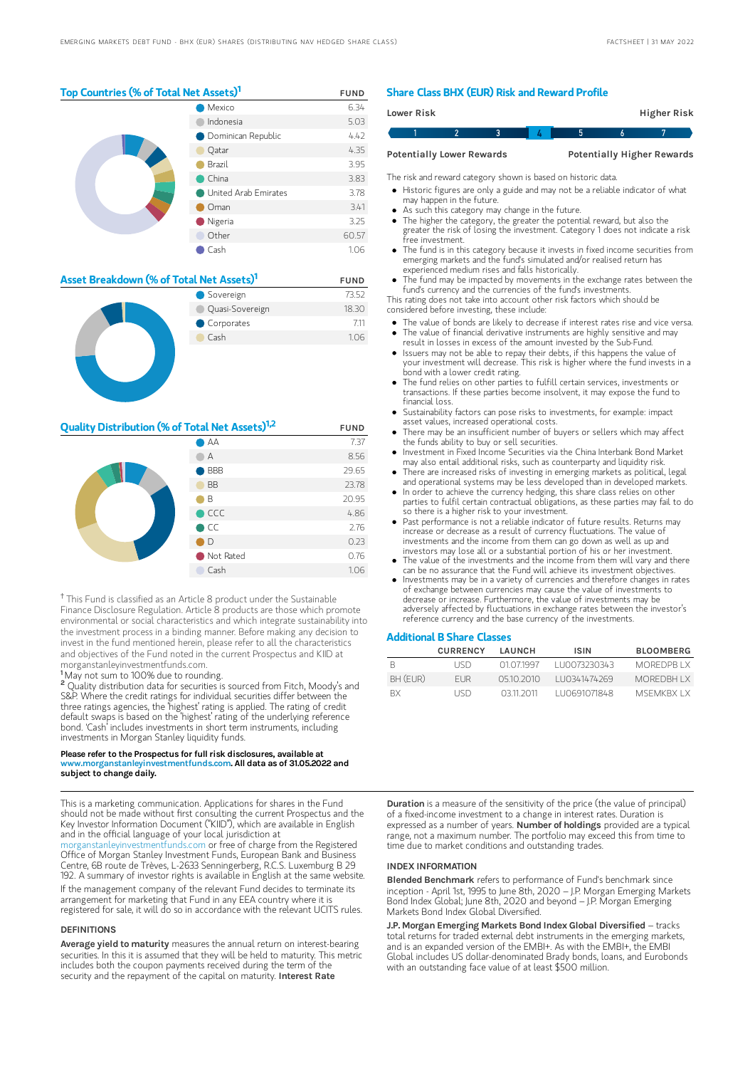## Top Countries (% of Total Net Assets)[1]

| | FUND |
|---|---|
| Mexico | 6.34 |
| Indonesia | 5.03 |
| Dominican Republic | 4.42 |
| Qatar | 4.35 |
| Brazil | 3.95 |
| China | 3.83 |
| United Arab Emirates | 3.78 |
| Oman | 3.41 |
| Nigeria | 3.25 |
| Other | 60.57 |
| Cash | 1.06 |

## Asset Breakdown (% of Total Net Assets)[1]

| | FUND |
|---|---|
| Sovereign | 73.52 |
| Quasi-Sovereign | 18.30 |
| Corporates | 7.11 |
| Cash | 1.06 |

## Quality Distribution (% of Total Net Assets)[1,2]

| | FUND |
|---|---|
| AA | 7.37 |
| A | 8.56 |
| BBB | 29.65 |
| BB | 23.78 |
| B | 20.95 |
| CCC | 4.86 |
| CC | 2.76 |
| D | 0.23 |
| Not Rated | 0.76 |
| Cash | 1.06 |

† This Fund is classified as an Article 8 product under the Sustainable Finance Disclosure Regulation. Article 8 products are those which promote environmental or social characteristics and which integrate sustainability into the investment process in a binding manner. Before making any decision to invest in the fund mentioned herein, please refer to all the characteristics and objectives of the Fund noted in the current Prospectus and KIID at morganstanleyinvestmentfunds.com.

[1] May not sum to 100% due to rounding.

[2] Quality distribution data for securities is sourced from Fitch, Moody's and S&P. Where the credit ratings for individual securities differ between the three ratings agencies, the 'highest' rating is applied. The rating of credit default swaps is based on the 'highest' rating of the underlying reference bond. 'Cash' includes investments in short term instruments, including investments in Morgan Stanley liquidity funds.

**Please refer to the Prospectus for full risk disclosures, available at www.morganstanleyinvestmentfunds.com. All data as of 31.05.2022 and subject to change daily.**

## Share Class BHX (EUR) Risk and Reward Profile

| Lower Risk | | | | | | Higher Risk |
|---|---|---|---|---|---|---|
| 1 | 2 | 3 | **4** | 5 | 6 | 7 |
| Potentially Lower Rewards | | | | | | Potentially Higher Rewards |

The risk and reward category shown is based on historic data.

- Historic figures are only a guide and may not be a reliable indicator of what may happen in the future.
- As such this category may change in the future.
- The higher the category, the greater the potential reward, but also the greater the risk of losing the investment. Category 1 does not indicate a risk free investment.
- The fund is in this category because it invests in fixed income securities from emerging markets and the fund's simulated and/or realised return has experienced medium rises and falls historically.
- The fund may be impacted by movements in the exchange rates between the fund's currency and the currencies of the fund's investments.

This rating does not take into account other risk factors which should be considered before investing, these include:

- The value of bonds are likely to decrease if interest rates rise and vice versa.
- The value of financial derivative instruments are highly sensitive and may result in losses in excess of the amount invested by the Sub-Fund.
- Issuers may not be able to repay their debts, if this happens the value of your investment will decrease. This risk is higher where the fund invests in a bond with a lower credit rating.
- The fund relies on other parties to fulfill certain services, investments or transactions. If these parties become insolvent, it may expose the fund to financial loss.
- Sustainability factors can pose risks to investments, for example: impact asset values, increased operational costs.
- There may be an insufficient number of buyers or sellers which may affect the funds ability to buy or sell securities.
- Investment in Fixed Income Securities via the China Interbank Bond Market may also entail additional risks, such as counterparty and liquidity risk.
- There are increased risks of investing in emerging markets as political, legal and operational systems may be less developed than in developed markets.
- In order to achieve the currency hedging, this share class relies on other parties to fulfil certain contractual obligations, as these parties may fail to do so there is a higher risk to your investment.
- Past performance is not a reliable indicator of future results. Returns may increase or decrease as a result of currency fluctuations. The value of investments and the income from them can go down as well as up and investors may lose all or a substantial portion of his or her investment.
- The value of the investments and the income from them will vary and there can be no assurance that the Fund will achieve its investment objectives.
- Investments may be in a variety of currencies and therefore changes in rates of exchange between currencies may cause the value of investments to decrease or increase. Furthermore, the value of investments may be adversely affected by fluctuations in exchange rates between the investor's reference currency and the base currency of the investments.

## Additional B Share Classes

| | CURRENCY | LAUNCH | ISIN | BLOOMBERG |
|---|---|---|---|---|
| B | USD | 01.07.1997 | LU0073230343 | MOREDPB LX |
| BH (EUR) | EUR | 05.10.2010 | LU0341474269 | MOREDBH LX |
| BX | USD | 03.11.2011 | LU0691071848 | MSEMKBX LX |

This is a marketing communication. Applications for shares in the Fund should not be made without first consulting the current Prospectus and the Key Investor Information Document ("KIID"), which are available in English and in the official language of your local jurisdiction at morganstanleyinvestmentfunds.com or free of charge from the Registered Office of Morgan Stanley Investment Funds, European Bank and Business Centre, 6B route de Trèves, L-2633 Senningerberg, R.C.S. Luxemburg B 29 192. A summary of investor rights is available in English at the same website.

If the management company of the relevant Fund decides to terminate its arrangement for marketing that Fund in any EEA country where it is registered for sale, it will do so in accordance with the relevant UCITS rules.

### DEFINITIONS

**Average yield to maturity** measures the annual return on interest-bearing securities. In this it is assumed that they will be held to maturity. This metric includes both the coupon payments received during the term of the security and the repayment of the capital on maturity. **Interest Rate Duration** is a measure of the sensitivity of the price (the value of principal) of a fixed-income investment to a change in interest rates. Duration is expressed as a number of years. **Number of holdings** provided are a typical range, not a maximum number. The portfolio may exceed this from time to time due to market conditions and outstanding trades.

### INDEX INFORMATION

**Blended Benchmark** refers to performance of Fund's benchmark since inception - April 1st, 1995 to June 8th, 2020 – J.P. Morgan Emerging Markets Bond Index Global; June 8th, 2020 and beyond – J.P. Morgan Emerging Markets Bond Index Global Diversified.

**J.P. Morgan Emerging Markets Bond Index Global Diversified** – tracks total returns for traded external debt instruments in the emerging markets, and is an expanded version of the EMBI+. As with the EMBI+, the EMBI Global includes US dollar-denominated Brady bonds, loans, and Eurobonds with an outstanding face value of at least $500 million.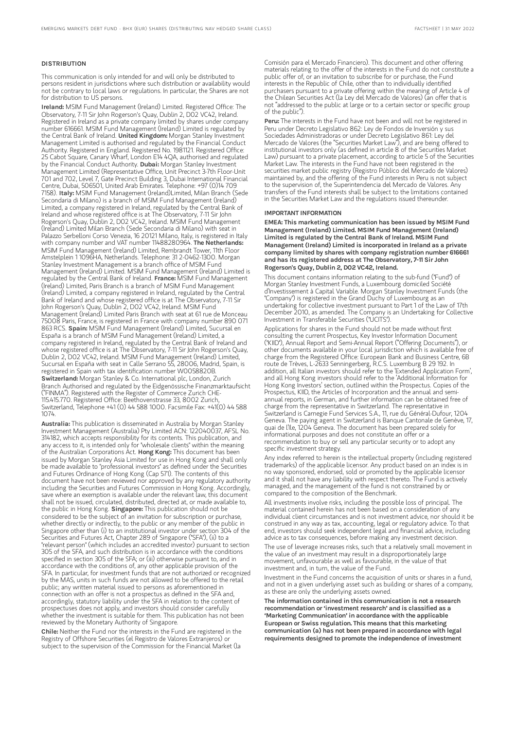### DISTRIBUTION

This communication is only intended for and will only be distributed to persons resident in jurisdictions where such distribution or availability would not be contrary to local laws or regulations. In particular, the Shares are not for distribution to US persons.

**Ireland:** MSIM Fund Management (Ireland) Limited. Registered Office: The Observatory, 7-11 Sir John Rogerson's Quay, Dublin 2, D02 VC42, Ireland. Registered in Ireland as a private company limited by shares under company number 616661. MSIM Fund Management (Ireland) Limited is regulated by the Central Bank of Ireland. **United Kingdom:** Morgan Stanley Investment Management Limited is authorised and regulated by the Financial Conduct Authority. Registered in England. Registered No. 1981121. Registered Office: 25 Cabot Square, Canary Wharf, London E14 4QA, authorised and regulated by the Financial Conduct Authority. **Dubai:** Morgan Stanley Investment Management Limited (Representative Office, Unit Precinct 3-7th Floor-Unit 701 and 702, Level 7, Gate Precinct Building 3, Dubai International Financial Centre, Dubai, 506501, United Arab Emirates. Telephone: +97 (0)14 709 7158). **Italy:** MSIM Fund Management (Ireland)Limited, Milan Branch (Sede Secondaria di Milano) is a branch of MSIM Fund Management (Ireland) Limited, a company registered in Ireland, regulated by the Central Bank of Ireland and whose registered office is at The Observatory, 7-11 Sir John Rogerson's Quay, Dublin 2, D02 VC42, Ireland. MSIM Fund Management (Ireland) Limited Milan Branch (Sede Secondaria di Milano) with seat in Palazzo Serbelloni Corso Venezia, 16 20121 Milano, Italy, is registered in Italy with company number and VAT number 11488280964. **The Netherlands:** MSIM Fund Management (Ireland) Limited, Rembrandt Tower, 11th Floor Amstelplein 1 1096HA, Netherlands. Telephone: 31 2-0462-1300. Morgan Stanley Investment Management is a branch office of MSIM Fund Management (Ireland) Limited. MSIM Fund Management (Ireland) Limited is regulated by the Central Bank of Ireland. **France:** MSIM Fund Management (Ireland) Limited, Paris Branch is a branch of MSIM Fund Management (Ireland) Limited, a company registered in Ireland, regulated by the Central Bank of Ireland and whose registered office is at The Observatory, 7-11 Sir John Rogerson's Quay, Dublin 2, D02 VC42, Ireland. MSIM Fund Management (Ireland) Limited Paris Branch with seat at 61 rue de Monceau 75008 Paris, France, is registered in France with company number 890 071 863 RCS. **Spain:** MSIM Fund Management (Ireland) Limited, Sucursal en España is a branch of MSIM Fund Management (Ireland) Limited, a company registered in Ireland, regulated by the Central Bank of Ireland and whose registered office is at The Observatory, 7-11 Sir John Rogerson's Quay, Dublin 2, D02 VC42, Ireland. MSIM Fund Management (Ireland) Limited, Sucursal en España with seat in Calle Serrano 55, 28006, Madrid, Spain, is registered in Spain with tax identification number W0058820B. **Switzerland:** Morgan Stanley & Co. International plc, London, Zurich Branch Authorised and regulated by the Eidgenössische Finanzmarktaufsicht ("FINMA"). Registered with the Register of Commerce Zurich CHE-115.415.770. Registered Office: Beethovenstrasse 33, 8002 Zurich, Switzerland, Telephone +41 (0) 44 588 1000. Facsimile Fax: +41(0) 44 588 1074.

**Australia:** This publication is disseminated in Australia by Morgan Stanley Investment Management (Australia) Pty Limited ACN: 122040037, AFSL No. 314182, which accepts responsibility for its contents. This publication, and any access to it, is intended only for "wholesale clients" within the meaning of the Australian Corporations Act. **Hong Kong:** This document has been issued by Morgan Stanley Asia Limited for use in Hong Kong and shall only be made available to "professional investors" as defined under the Securities and Futures Ordinance of Hong Kong (Cap 571). The contents of this document have not been reviewed nor approved by any regulatory authority including the Securities and Futures Commission in Hong Kong. Accordingly, save where an exemption is available under the relevant law, this document shall not be issued, circulated, distributed, directed at, or made available to, the public in Hong Kong. **Singapore:** This publication should not be considered to be the subject of an invitation for subscription or purchase, whether directly or indirectly, to the public or any member of the public in Singapore other than (i) to an institutional investor under section 304 of the Securities and Futures Act, Chapter 289 of Singapore ("SFA"), (ii) to a "relevant person" (which includes an accredited investor) pursuant to section 305 of the SFA, and such distribution is in accordance with the conditions specified in section 305 of the SFA; or (iii) otherwise pursuant to, and in accordance with the conditions of, any other applicable provision of the SFA. In particular, for investment funds that are not authorized or recognized by the MAS, units in such funds are not allowed to be offered to the retail public; any written material issued to persons as aforementioned in connection with an offer is not a prospectus as defined in the SFA and, accordingly, statutory liability under the SFA in relation to the content of prospectuses does not apply, and investors should consider carefully whether the investment is suitable for them. This publication has not been reviewed by the Monetary Authority of Singapore.

**Chile:** Neither the Fund nor the interests in the Fund are registered in the Registry of Offshore Securities (el Registro de Valores Extranjeros) or subject to the supervision of the Commission for the Financial Market (la Comisión para el Mercado Financiero). This document and other offering materials relating to the offer of the interests in the Fund do not constitute a public offer of, or an invitation to subscribe for or purchase, the Fund interests in the Republic of Chile, other than to individually identified purchasers pursuant to a private offering within the meaning of Article 4 of the Chilean Securities Act (la Ley del Mercado de Valores) (an offer that is not "addressed to the public at large or to a certain sector or specific group of the public").

**Peru:** The interests in the Fund have not been and will not be registered in Peru under Decreto Legislativo 862: Ley de Fondos de Inversión y sus Sociedades Administradoras or under Decreto Legislativo 861: Ley del Mercado de Valores (the "Securities Market Law"), and are being offered to institutional investors only (as defined in article 8 of the Securities Market Law) pursuant to a private placement, according to article 5 of the Securities Market Law. The interests in the Fund have not been registered in the securities market public registry (Registro Público del Mercado de Valores) maintained by, and the offering of the Fund interests in Peru is not subject to the supervision of, the Superintendencia del Mercado de Valores. Any transfers of the Fund interests shall be subject to the limitations contained in the Securities Market Law and the regulations issued thereunder.

### IMPORTANT INFORMATION

**EMEA: This marketing communication has been issued by MSIM Fund Management (Ireland) Limited. MSIM Fund Management (Ireland) Limited is regulated by the Central Bank of Ireland. MSIM Fund Management (Ireland) Limited is incorporated in Ireland as a private company limited by shares with company registration number 616661 and has its registered address at The Observatory, 7-11 Sir John Rogerson's Quay, Dublin 2, D02 VC42, Ireland.**

This document contains information relating to the sub-fund ("Fund") of Morgan Stanley Investment Funds, a Luxembourg domiciled Société d'Investissement à Capital Variable. Morgan Stanley Investment Funds (the "Company") is registered in the Grand Duchy of Luxembourg as an undertaking for collective investment pursuant to Part 1 of the Law of 17th December 2010, as amended. The Company is an Undertaking for Collective Investment in Transferable Securities ("UCITS").

Applications for shares in the Fund should not be made without first consulting the current Prospectus, Key Investor Information Document ("KIID"), Annual Report and Semi-Annual Report ("Offering Documents"), or other documents available in your local jurisdiction which is available free of charge from the Registered Office: European Bank and Business Centre, 6B route de Trèves, L-2633 Senningerberg, R.C.S. Luxemburg B 29 192. In addition, all Italian investors should refer to the 'Extended Application Form', and all Hong Kong investors should refer to the 'Additional Information for Hong Kong Investors' section, outlined within the Prospectus. Copies of the Prospectus, KIID, the Articles of Incorporation and the annual and semi-annual reports, in German, and further information can be obtained free of charge from the representative in Switzerland. The representative in Switzerland is Carnegie Fund Services S.A., 11, rue du Général-Dufour, 1204 Geneva. The paying agent in Switzerland is Banque Cantonale de Genève, 17, quai de l'Ile, 1204 Geneva. The document has been prepared solely for informational purposes and does not constitute an offer or a recommendation to buy or sell any particular security or to adopt any specific investment strategy.

Any index referred to herein is the intellectual property (including registered trademarks) of the applicable licensor. Any product based on an index is in no way sponsored, endorsed, sold or promoted by the applicable licensor and it shall not have any liability with respect thereto. The Fund is actively managed, and the management of the fund is not constrained by or compared to the composition of the Benchmark.

All investments involve risks, including the possible loss of principal. The material contained herein has not been based on a consideration of any individual client circumstances and is not investment advice, nor should it be construed in any way as tax, accounting, legal or regulatory advice. To that end, investors should seek independent legal and financial advice, including advice as to tax consequences, before making any investment decision.

The use of leverage increases risks, such that a relatively small movement in the value of an investment may result in a disproportionately large movement, unfavourable as well as favourable, in the value of that investment and, in turn, the value of the Fund.

Investment in the Fund concerns the acquisition of units or shares in a fund, and not in a given underlying asset such as building or shares of a company, as these are only the underlying assets owned.

**The information contained in this communication is not a research recommendation or 'investment research' and is classified as a 'Marketing Communication' in accordance with the applicable European or Swiss regulation. This means that this marketing communication (a) has not been prepared in accordance with legal requirements designed to promote the independence of investment**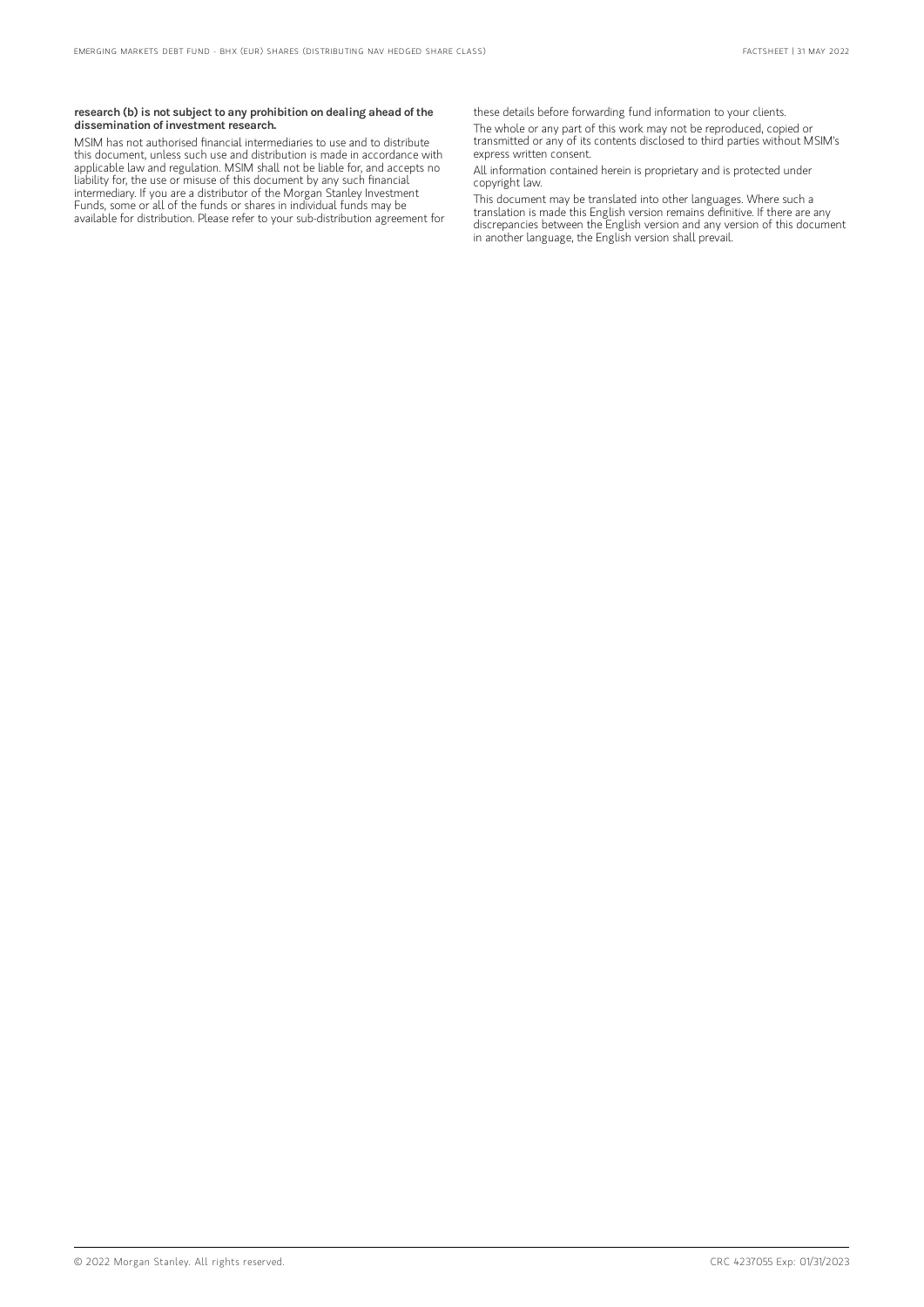**research (b) is not subject to any prohibition on dealing ahead of the dissemination of investment research.**

MSIM has not authorised financial intermediaries to use and to distribute this document, unless such use and distribution is made in accordance with applicable law and regulation. MSIM shall not be liable for, and accepts no liability for, the use or misuse of this document by any such financial intermediary. If you are a distributor of the Morgan Stanley Investment Funds, some or all of the funds or shares in individual funds may be available for distribution. Please refer to your sub-distribution agreement for these details before forwarding fund information to your clients.

The whole or any part of this work may not be reproduced, copied or transmitted or any of its contents disclosed to third parties without MSIM's express written consent.

All information contained herein is proprietary and is protected under copyright law.

This document may be translated into other languages. Where such a translation is made this English version remains definitive. If there are any discrepancies between the English version and any version of this document in another language, the English version shall prevail.

© 2022 Morgan Stanley. All rights reserved.

CRC 4237055 Exp: 01/31/2023